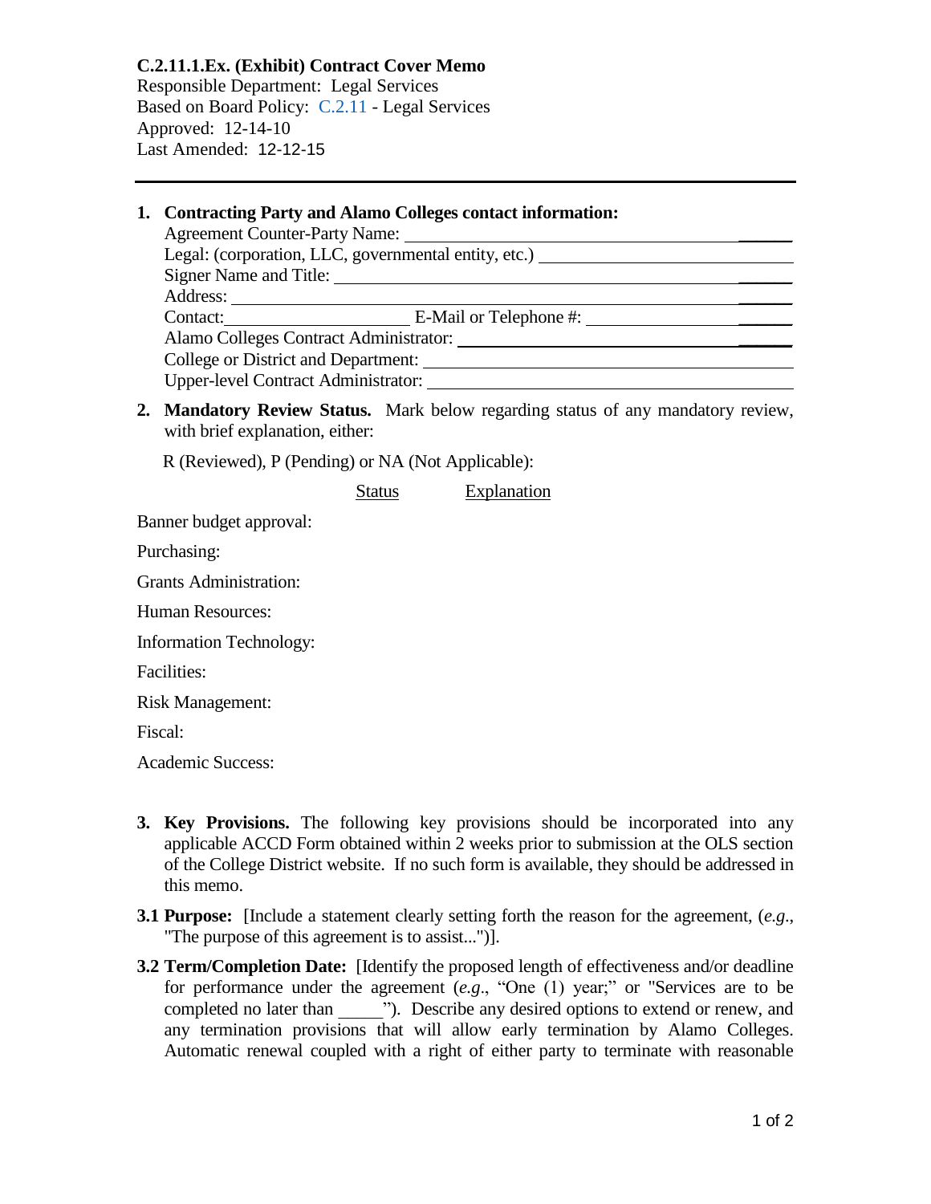**C.2.11.1.Ex. (Exhibit) Contract Cover Memo**
Responsible Department: Legal Services
Based on Board Policy: C.2.11 - Legal Services
Approved: 12-14-10
Last Amended: 12-12-15

---

1. **Contracting Party and Alamo Colleges contact information:**
   Agreement Counter-Party Name: ______
   Legal: (corporation, LLC, governmental entity, etc.) ______
   Signer Name and Title: ______
   Address: ______
   Contact: ______ E-Mail or Telephone #: ______
   Alamo Colleges Contract Administrator: ______
   College or District and Department: ______
   Upper-level Contract Administrator: ______

2. **Mandatory Review Status.** Mark below regarding status of any mandatory review, with brief explanation, either:

   R (Reviewed), P (Pending) or NA (Not Applicable):

| | Status | Explanation |
|---|---|---|
| Banner budget approval: | | |
| Purchasing: | | |
| Grants Administration: | | |
| Human Resources: | | |
| Information Technology: | | |
| Facilities: | | |
| Risk Management: | | |
| Fiscal: | | |
| Academic Success: | | |

3. **Key Provisions.** The following key provisions should be incorporated into any applicable ACCD Form obtained within 2 weeks prior to submission at the OLS section of the College District website. If no such form is available, they should be addressed in this memo.

**3.1 Purpose:** [Include a statement clearly setting forth the reason for the agreement, (*e.g*., "The purpose of this agreement is to assist...")].

**3.2 Term/Completion Date:** [Identify the proposed length of effectiveness and/or deadline for performance under the agreement (*e.g*., "One (1) year;" or "Services are to be completed no later than ______"). Describe any desired options to extend or renew, and any termination provisions that will allow early termination by Alamo Colleges. Automatic renewal coupled with a right of either party to terminate with reasonable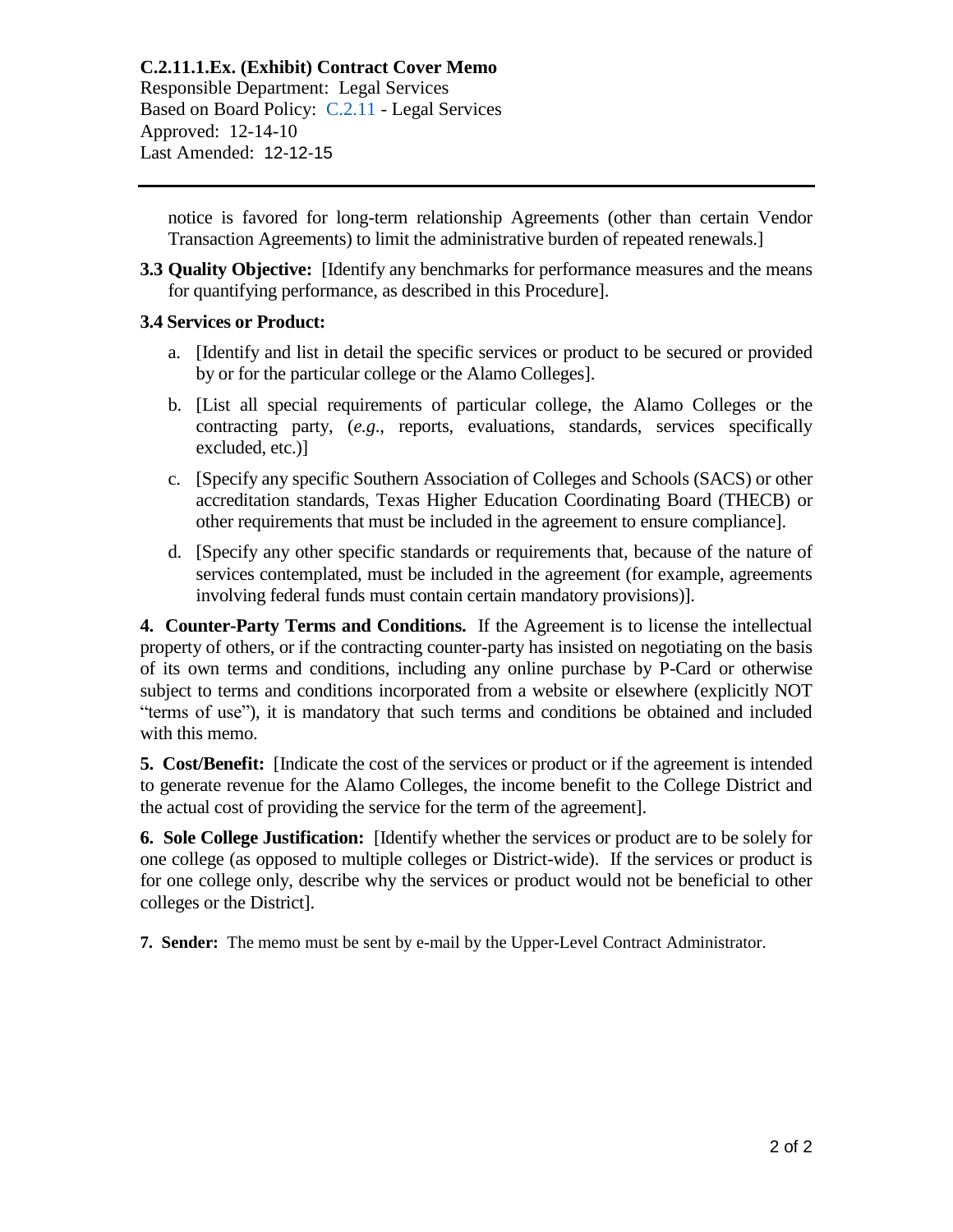**C.2.11.1.Ex. (Exhibit) Contract Cover Memo**
Responsible Department: Legal Services
Based on Board Policy: C.2.11 - Legal Services
Approved: 12-14-10
Last Amended: 12-12-15

---

notice is favored for long-term relationship Agreements (other than certain Vendor Transaction Agreements) to limit the administrative burden of repeated renewals.]

**3.3 Quality Objective:** [Identify any benchmarks for performance measures and the means for quantifying performance, as described in this Procedure].

**3.4 Services or Product:**

a. [Identify and list in detail the specific services or product to be secured or provided by or for the particular college or the Alamo Colleges].

b. [List all special requirements of particular college, the Alamo Colleges or the contracting party, (*e.g*., reports, evaluations, standards, services specifically excluded, etc.)]

c. [Specify any specific Southern Association of Colleges and Schools (SACS) or other accreditation standards, Texas Higher Education Coordinating Board (THECB) or other requirements that must be included in the agreement to ensure compliance].

d. [Specify any other specific standards or requirements that, because of the nature of services contemplated, must be included in the agreement (for example, agreements involving federal funds must contain certain mandatory provisions)].

**4. Counter-Party Terms and Conditions.** If the Agreement is to license the intellectual property of others, or if the contracting counter-party has insisted on negotiating on the basis of its own terms and conditions, including any online purchase by P-Card or otherwise subject to terms and conditions incorporated from a website or elsewhere (explicitly NOT "terms of use"), it is mandatory that such terms and conditions be obtained and included with this memo.

**5. Cost/Benefit:** [Indicate the cost of the services or product or if the agreement is intended to generate revenue for the Alamo Colleges, the income benefit to the College District and the actual cost of providing the service for the term of the agreement].

**6. Sole College Justification:** [Identify whether the services or product are to be solely for one college (as opposed to multiple colleges or District-wide). If the services or product is for one college only, describe why the services or product would not be beneficial to other colleges or the District].

**7. Sender:** The memo must be sent by e-mail by the Upper-Level Contract Administrator.